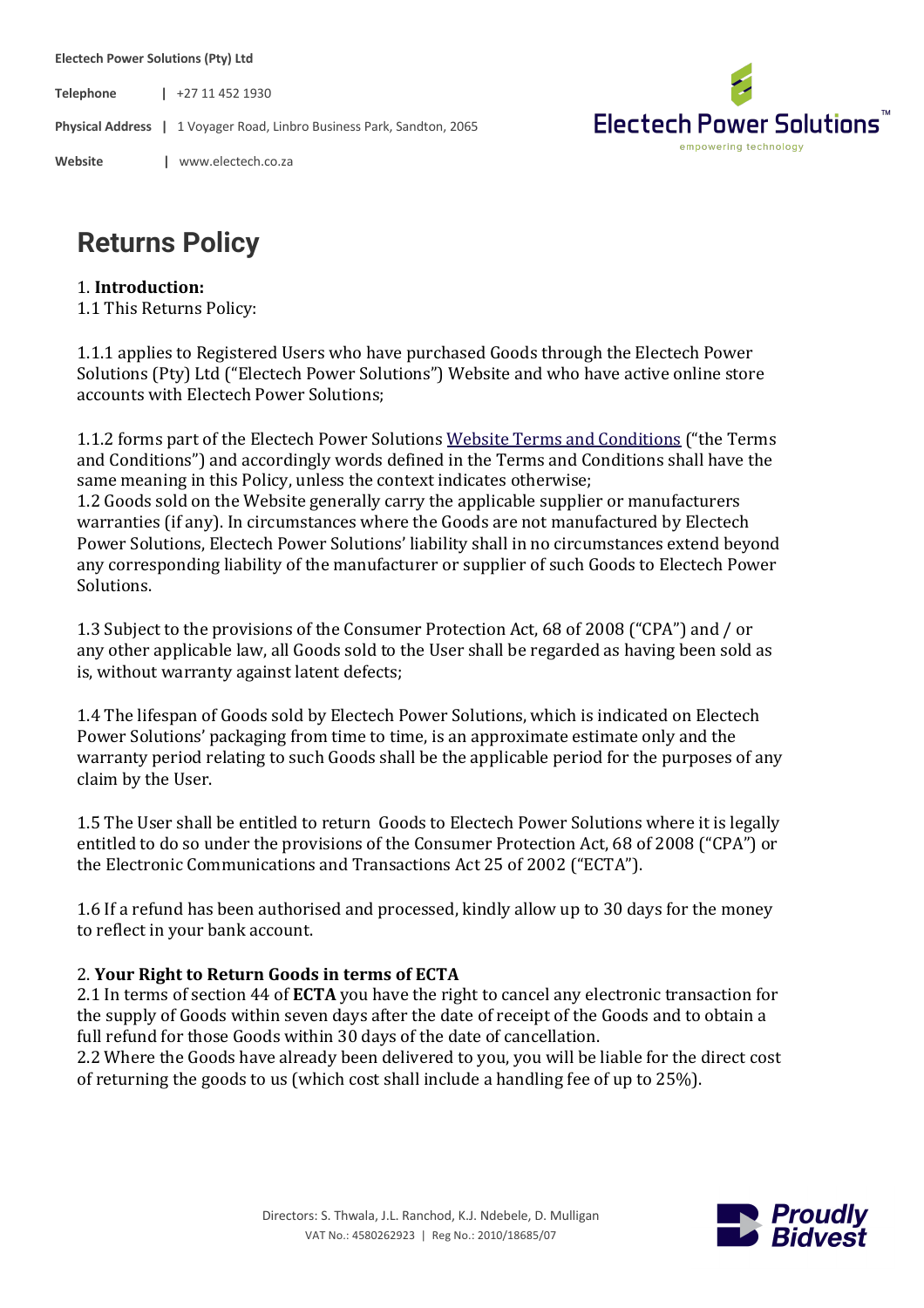Electech Power Solutions (Pty) Ltd

**Telephone** | +27 11 452 1930

**Physical Address** | 1 Voyager Road, Linbro Business Park, Sandton, 2065

**Website** | www.electech.co.za

# Returns Policy

1. **Introduction:**
1.1 This Returns Policy:

1.1.1 applies to Registered Users who have purchased Goods through the Electech Power Solutions (Pty) Ltd ("Electech Power Solutions") Website and who have active online store accounts with Electech Power Solutions;

1.1.2 forms part of the Electech Power Solutions Website Terms and Conditions ("the Terms and Conditions") and accordingly words defined in the Terms and Conditions shall have the same meaning in this Policy, unless the context indicates otherwise;
1.2 Goods sold on the Website generally carry the applicable supplier or manufacturers warranties (if any). In circumstances where the Goods are not manufactured by Electech Power Solutions, Electech Power Solutions' liability shall in no circumstances extend beyond any corresponding liability of the manufacturer or supplier of such Goods to Electech Power Solutions.

1.3 Subject to the provisions of the Consumer Protection Act, 68 of 2008 ("CPA") and / or any other applicable law, all Goods sold to the User shall be regarded as having been sold as is, without warranty against latent defects;

1.4 The lifespan of Goods sold by Electech Power Solutions, which is indicated on Electech Power Solutions' packaging from time to time, is an approximate estimate only and the warranty period relating to such Goods shall be the applicable period for the purposes of any claim by the User.

1.5 The User shall be entitled to return Goods to Electech Power Solutions where it is legally entitled to do so under the provisions of the Consumer Protection Act, 68 of 2008 ("CPA") or the Electronic Communications and Transactions Act 25 of 2002 ("ECTA").

1.6 If a refund has been authorised and processed, kindly allow up to 30 days for the money to reflect in your bank account.

2. **Your Right to Return Goods in terms of ECTA**
2.1 In terms of section 44 of **ECTA** you have the right to cancel any electronic transaction for the supply of Goods within seven days after the date of receipt of the Goods and to obtain a full refund for those Goods within 30 days of the date of cancellation.
2.2 Where the Goods have already been delivered to you, you will be liable for the direct cost of returning the goods to us (which cost shall include a handling fee of up to 25%).

Directors: S. Thwala, J.L. Ranchod, K.J. Ndebele, D. Mulligan
VAT No.: 4580262923 | Reg No.: 2010/18685/07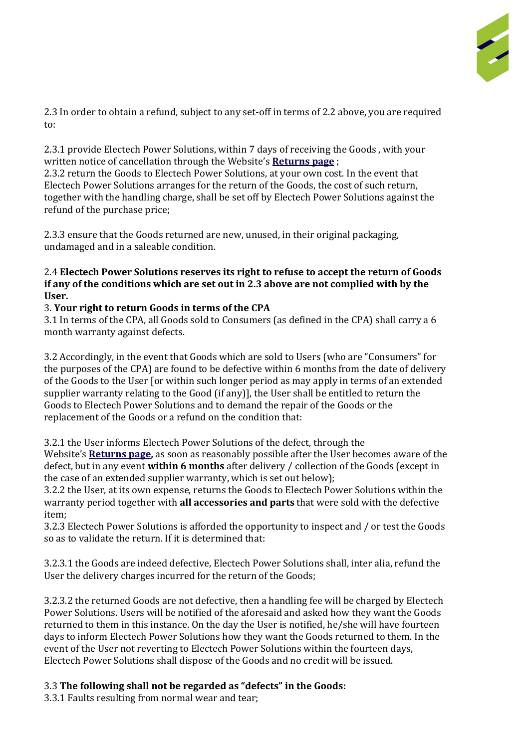2.3 In order to obtain a refund, subject to any set-off in terms of 2.2 above, you are required to:

2.3.1 provide Electech Power Solutions, within 7 days of receiving the Goods , with your written notice of cancellation through the Website's **Returns page** ;
2.3.2 return the Goods to Electech Power Solutions, at your own cost. In the event that Electech Power Solutions arranges for the return of the Goods, the cost of such return, together with the handling charge, shall be set off by Electech Power Solutions against the refund of the purchase price;

2.3.3 ensure that the Goods returned are new, unused, in their original packaging, undamaged and in a saleable condition.

2.4 **Electech Power Solutions reserves its right to refuse to accept the return of Goods if any of the conditions which are set out in 2.3 above are not complied with by the User.**

3. **Your right to return Goods in terms of the CPA**

3.1 In terms of the CPA, all Goods sold to Consumers (as defined in the CPA) shall carry a 6 month warranty against defects.

3.2 Accordingly, in the event that Goods which are sold to Users (who are "Consumers" for the purposes of the CPA) are found to be defective within 6 months from the date of delivery of the Goods to the User [or within such longer period as may apply in terms of an extended supplier warranty relating to the Good (if any)], the User shall be entitled to return the Goods to Electech Power Solutions and to demand the repair of the Goods or the replacement of the Goods or a refund on the condition that:

3.2.1 the User informs Electech Power Solutions of the defect, through the Website's **Returns page,** as soon as reasonably possible after the User becomes aware of the defect, but in any event **within 6 months** after delivery / collection of the Goods (except in the case of an extended supplier warranty, which is set out below);
3.2.2 the User, at its own expense, returns the Goods to Electech Power Solutions within the warranty period together with **all accessories and parts** that were sold with the defective item;
3.2.3 Electech Power Solutions is afforded the opportunity to inspect and / or test the Goods so as to validate the return. If it is determined that:

3.2.3.1 the Goods are indeed defective, Electech Power Solutions shall, inter alia, refund the User the delivery charges incurred for the return of the Goods;

3.2.3.2 the returned Goods are not defective, then a handling fee will be charged by Electech Power Solutions. Users will be notified of the aforesaid and asked how they want the Goods returned to them in this instance. On the day the User is notified, he/she will have fourteen days to inform Electech Power Solutions how they want the Goods returned to them. In the event of the User not reverting to Electech Power Solutions within the fourteen days, Electech Power Solutions shall dispose of the Goods and no credit will be issued.

3.3 **The following shall not be regarded as "defects" in the Goods:**

3.3.1 Faults resulting from normal wear and tear;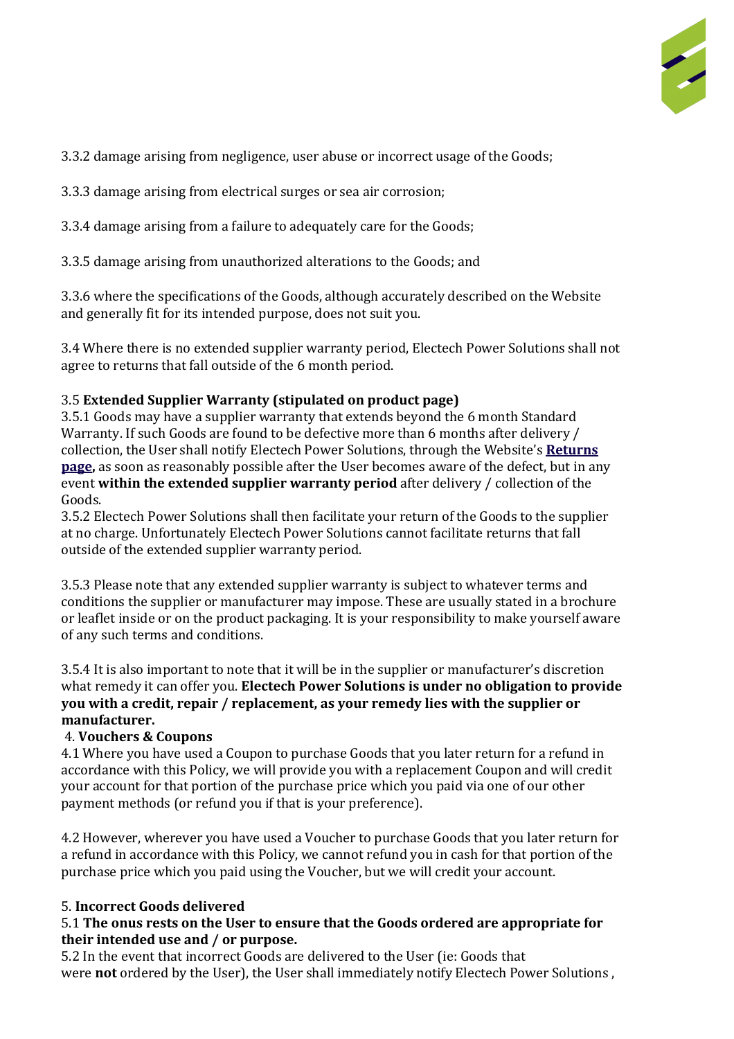3.3.2 damage arising from negligence, user abuse or incorrect usage of the Goods;

3.3.3 damage arising from electrical surges or sea air corrosion;

3.3.4 damage arising from a failure to adequately care for the Goods;

3.3.5 damage arising from unauthorized alterations to the Goods; and

3.3.6 where the specifications of the Goods, although accurately described on the Website and generally fit for its intended purpose, does not suit you.

3.4 Where there is no extended supplier warranty period, Electech Power Solutions shall not agree to returns that fall outside of the 6 month period.

3.5 **Extended Supplier Warranty (stipulated on product page)**
3.5.1 Goods may have a supplier warranty that extends beyond the 6 month Standard Warranty. If such Goods are found to be defective more than 6 months after delivery / collection, the User shall notify Electech Power Solutions, through the Website's **Returns page,** as soon as reasonably possible after the User becomes aware of the defect, but in any event **within the extended supplier warranty period** after delivery / collection of the Goods.
3.5.2 Electech Power Solutions shall then facilitate your return of the Goods to the supplier at no charge. Unfortunately Electech Power Solutions cannot facilitate returns that fall outside of the extended supplier warranty period.

3.5.3 Please note that any extended supplier warranty is subject to whatever terms and conditions the supplier or manufacturer may impose. These are usually stated in a brochure or leaflet inside or on the product packaging. It is your responsibility to make yourself aware of any such terms and conditions.

3.5.4 It is also important to note that it will be in the supplier or manufacturer's discretion what remedy it can offer you. **Electech Power Solutions is under no obligation to provide you with a credit, repair / replacement, as your remedy lies with the supplier or manufacturer.**

4. **Vouchers & Coupons**
4.1 Where you have used a Coupon to purchase Goods that you later return for a refund in accordance with this Policy, we will provide you with a replacement Coupon and will credit your account for that portion of the purchase price which you paid via one of our other payment methods (or refund you if that is your preference).

4.2 However, wherever you have used a Voucher to purchase Goods that you later return for a refund in accordance with this Policy, we cannot refund you in cash for that portion of the purchase price which you paid using the Voucher, but we will credit your account.

5. **Incorrect Goods delivered**
5.1 **The onus rests on the User to ensure that the Goods ordered are appropriate for their intended use and / or purpose.**
5.2 In the event that incorrect Goods are delivered to the User (ie: Goods that were **not** ordered by the User), the User shall immediately notify Electech Power Solutions ,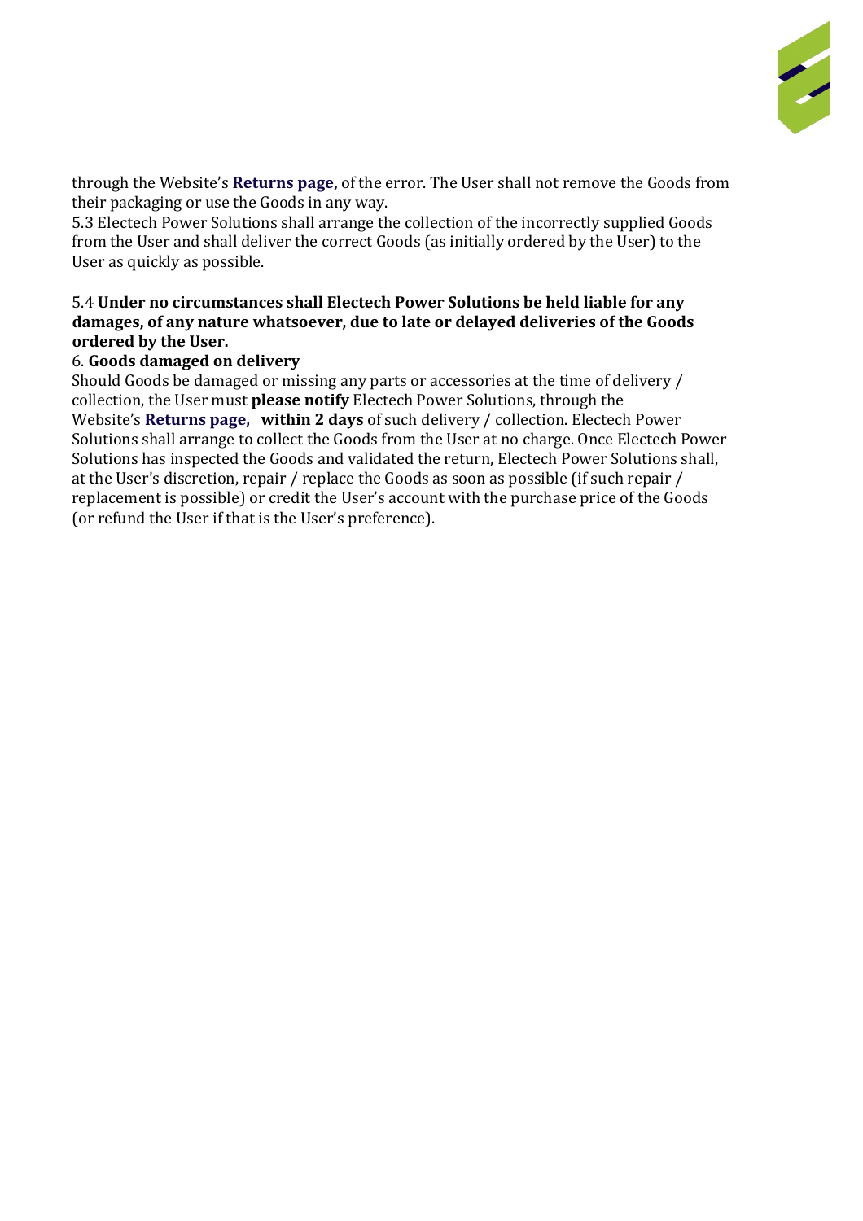through the Website's **Returns page,** of the error. The User shall not remove the Goods from their packaging or use the Goods in any way.

5.3 Electech Power Solutions shall arrange the collection of the incorrectly supplied Goods from the User and shall deliver the correct Goods (as initially ordered by the User) to the User as quickly as possible.

5.4 **Under no circumstances shall Electech Power Solutions be held liable for any damages, of any nature whatsoever, due to late or delayed deliveries of the Goods ordered by the User.**

6. **Goods damaged on delivery**

Should Goods be damaged or missing any parts or accessories at the time of delivery / collection, the User must **please notify** Electech Power Solutions, through the Website's **Returns page,** **within 2 days** of such delivery / collection. Electech Power Solutions shall arrange to collect the Goods from the User at no charge. Once Electech Power Solutions has inspected the Goods and validated the return, Electech Power Solutions shall, at the User's discretion, repair / replace the Goods as soon as possible (if such repair / replacement is possible) or credit the User's account with the purchase price of the Goods (or refund the User if that is the User's preference).